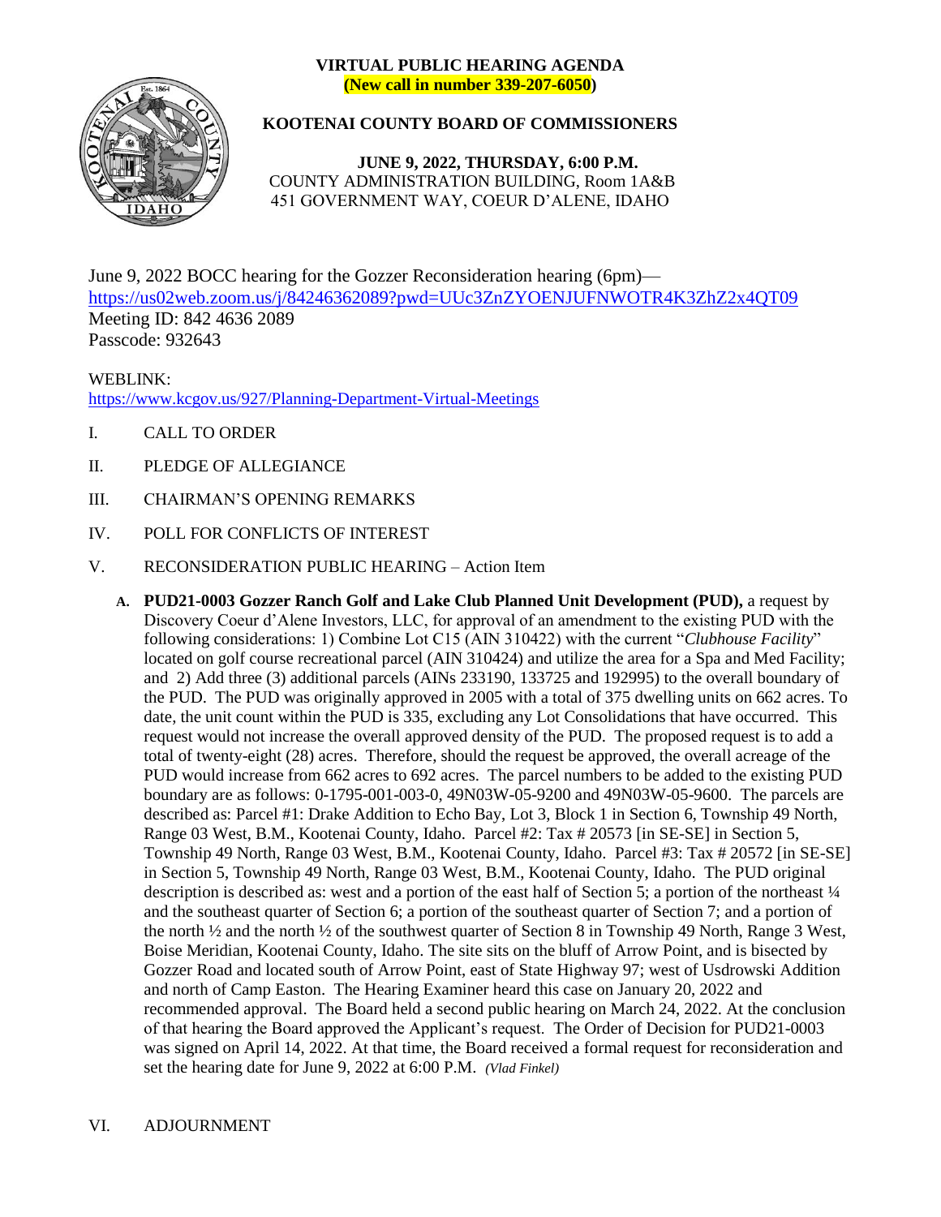# VIRTUAL PUBLIC HEARING AGENDA

**(New call in number 339-207-6050)**

## KOOTENAI COUNTY BOARD OF COMMISSIONERS

**JUNE 9, 2022, THURSDAY, 6:00 P.M.**
COUNTY ADMINISTRATION BUILDING, Room 1A&B
451 GOVERNMENT WAY, COEUR D'ALENE, IDAHO

June 9, 2022 BOCC hearing for the Gozzer Reconsideration hearing (6pm)—
https://us02web.zoom.us/j/84246362089?pwd=UUc3ZnZYOENJUFNWOTR4K3ZhZ2x4QT09
Meeting ID: 842 4636 2089
Passcode: 932643

WEBLINK:
https://www.kcgov.us/927/Planning-Department-Virtual-Meetings

I. CALL TO ORDER

II. PLEDGE OF ALLEGIANCE

III. CHAIRMAN'S OPENING REMARKS

IV. POLL FOR CONFLICTS OF INTEREST

V. RECONSIDERATION PUBLIC HEARING – Action Item

   **A. PUD21-0003 Gozzer Ranch Golf and Lake Club Planned Unit Development (PUD),** a request by Discovery Coeur d'Alene Investors, LLC, for approval of an amendment to the existing PUD with the following considerations: 1) Combine Lot C15 (AIN 310422) with the current "*Clubhouse Facility*" located on golf course recreational parcel (AIN 310424) and utilize the area for a Spa and Med Facility; and 2) Add three (3) additional parcels (AINs 233190, 133725 and 192995) to the overall boundary of the PUD. The PUD was originally approved in 2005 with a total of 375 dwelling units on 662 acres. To date, the unit count within the PUD is 335, excluding any Lot Consolidations that have occurred. This request would not increase the overall approved density of the PUD. The proposed request is to add a total of twenty-eight (28) acres. Therefore, should the request be approved, the overall acreage of the PUD would increase from 662 acres to 692 acres. The parcel numbers to be added to the existing PUD boundary are as follows: 0-1795-001-003-0, 49N03W-05-9200 and 49N03W-05-9600. The parcels are described as: Parcel #1: Drake Addition to Echo Bay, Lot 3, Block 1 in Section 6, Township 49 North, Range 03 West, B.M., Kootenai County, Idaho. Parcel #2: Tax # 20573 [in SE-SE] in Section 5, Township 49 North, Range 03 West, B.M., Kootenai County, Idaho. Parcel #3: Tax # 20572 [in SE-SE] in Section 5, Township 49 North, Range 03 West, B.M., Kootenai County, Idaho. The PUD original description is described as: west and a portion of the east half of Section 5; a portion of the northeast ¼ and the southeast quarter of Section 6; a portion of the southeast quarter of Section 7; and a portion of the north ½ and the north ½ of the southwest quarter of Section 8 in Township 49 North, Range 3 West, Boise Meridian, Kootenai County, Idaho. The site sits on the bluff of Arrow Point, and is bisected by Gozzer Road and located south of Arrow Point, east of State Highway 97; west of Usdrowski Addition and north of Camp Easton. The Hearing Examiner heard this case on January 20, 2022 and recommended approval. The Board held a second public hearing on March 24, 2022. At the conclusion of that hearing the Board approved the Applicant's request. The Order of Decision for PUD21-0003 was signed on April 14, 2022. At that time, the Board received a formal request for reconsideration and set the hearing date for June 9, 2022 at 6:00 P.M. *(Vlad Finkel)*

VI. ADJOURNMENT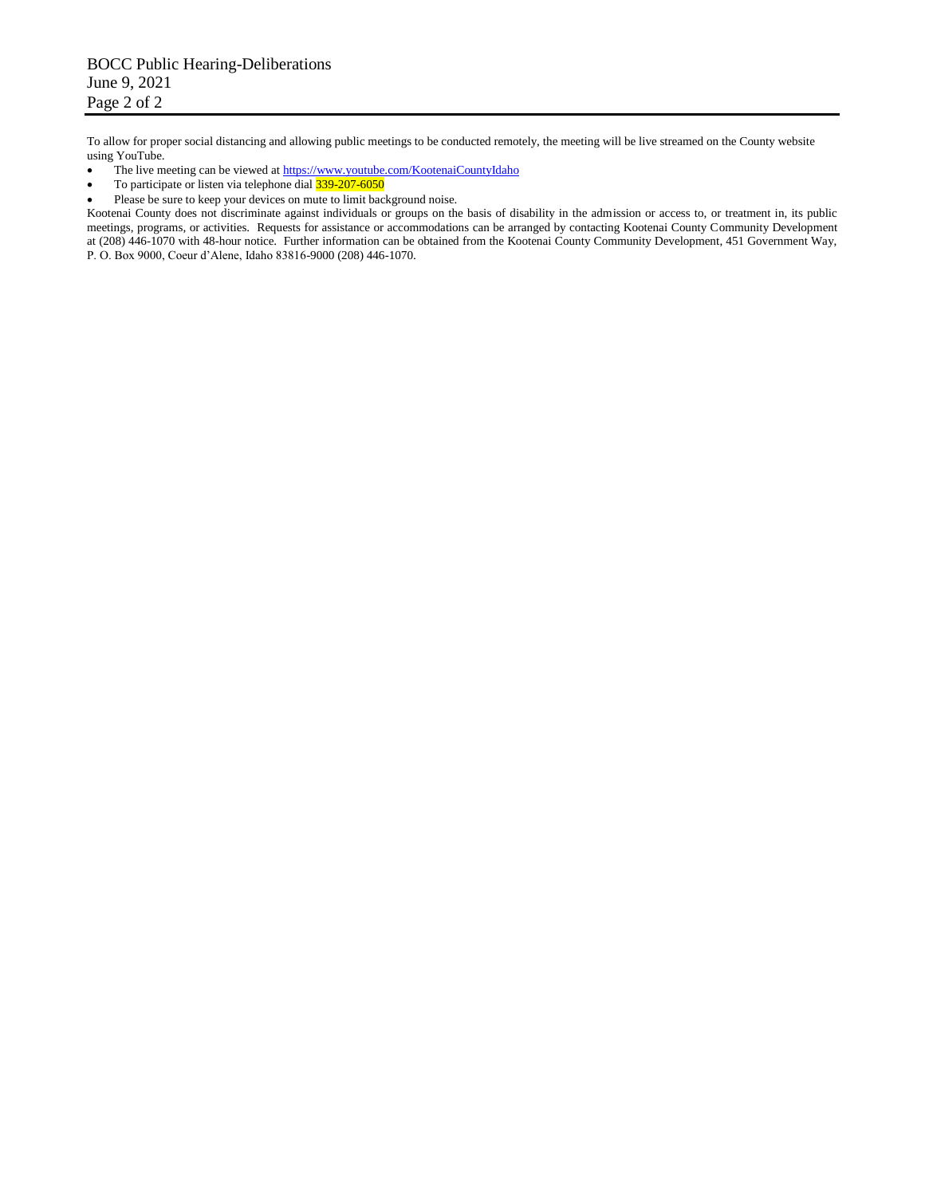To allow for proper social distancing and allowing public meetings to be conducted remotely, the meeting will be live streamed on the County website using YouTube.

- The live meeting can be viewed at https://www.youtube.com/KootenaiCountyIdaho
- To participate or listen via telephone dial 339-207-6050
- Please be sure to keep your devices on mute to limit background noise.

Kootenai County does not discriminate against individuals or groups on the basis of disability in the admission or access to, or treatment in, its public meetings, programs, or activities. Requests for assistance or accommodations can be arranged by contacting Kootenai County Community Development at (208) 446-1070 with 48-hour notice. Further information can be obtained from the Kootenai County Community Development, 451 Government Way, P. O. Box 9000, Coeur d'Alene, Idaho 83816-9000 (208) 446-1070.